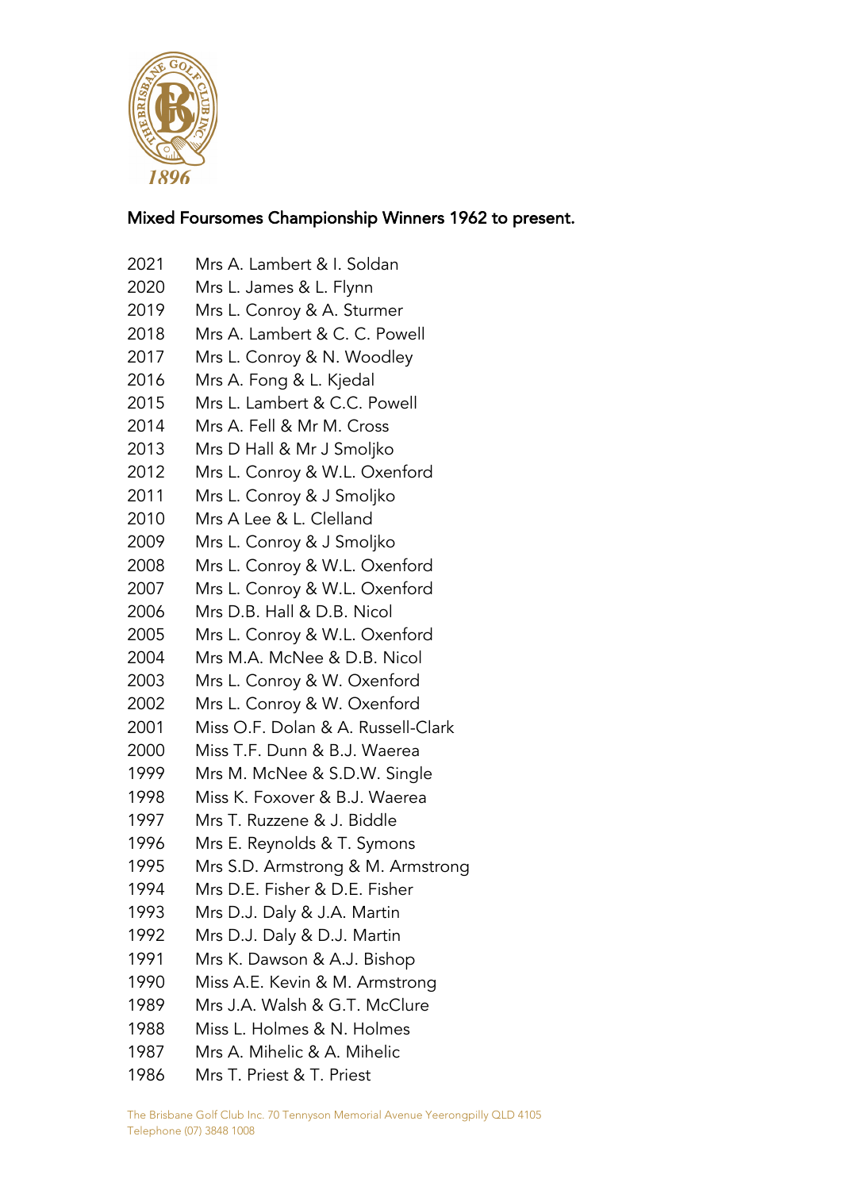## Mixed Foursomes Championship Winners 1962 to present.

2021 Mrs A. Lambert & I. Soldan
2020 Mrs L. James & L. Flynn
2019 Mrs L. Conroy & A. Sturmer
2018 Mrs A. Lambert & C. C. Powell
2017 Mrs L. Conroy & N. Woodley
2016 Mrs A. Fong & L. Kjedal
2015 Mrs L. Lambert & C.C. Powell
2014 Mrs A. Fell & Mr M. Cross
2013 Mrs D Hall & Mr J Smoljko
2012 Mrs L. Conroy & W.L. Oxenford
2011 Mrs L. Conroy & J Smoljko
2010 Mrs A Lee & L. Clelland
2009 Mrs L. Conroy & J Smoljko
2008 Mrs L. Conroy & W.L. Oxenford
2007 Mrs L. Conroy & W.L. Oxenford
2006 Mrs D.B. Hall & D.B. Nicol
2005 Mrs L. Conroy & W.L. Oxenford
2004 Mrs M.A. McNee & D.B. Nicol
2003 Mrs L. Conroy & W. Oxenford
2002 Mrs L. Conroy & W. Oxenford
2001 Miss O.F. Dolan & A. Russell-Clark
2000 Miss T.F. Dunn & B.J. Waerea
1999 Mrs M. McNee & S.D.W. Single
1998 Miss K. Foxover & B.J. Waerea
1997 Mrs T. Ruzzene & J. Biddle
1996 Mrs E. Reynolds & T. Symons
1995 Mrs S.D. Armstrong & M. Armstrong
1994 Mrs D.E. Fisher & D.E. Fisher
1993 Mrs D.J. Daly & J.A. Martin
1992 Mrs D.J. Daly & D.J. Martin
1991 Mrs K. Dawson & A.J. Bishop
1990 Miss A.E. Kevin & M. Armstrong
1989 Mrs J.A. Walsh & G.T. McClure
1988 Miss L. Holmes & N. Holmes
1987 Mrs A. Mihelic & A. Mihelic
1986 Mrs T. Priest & T. Priest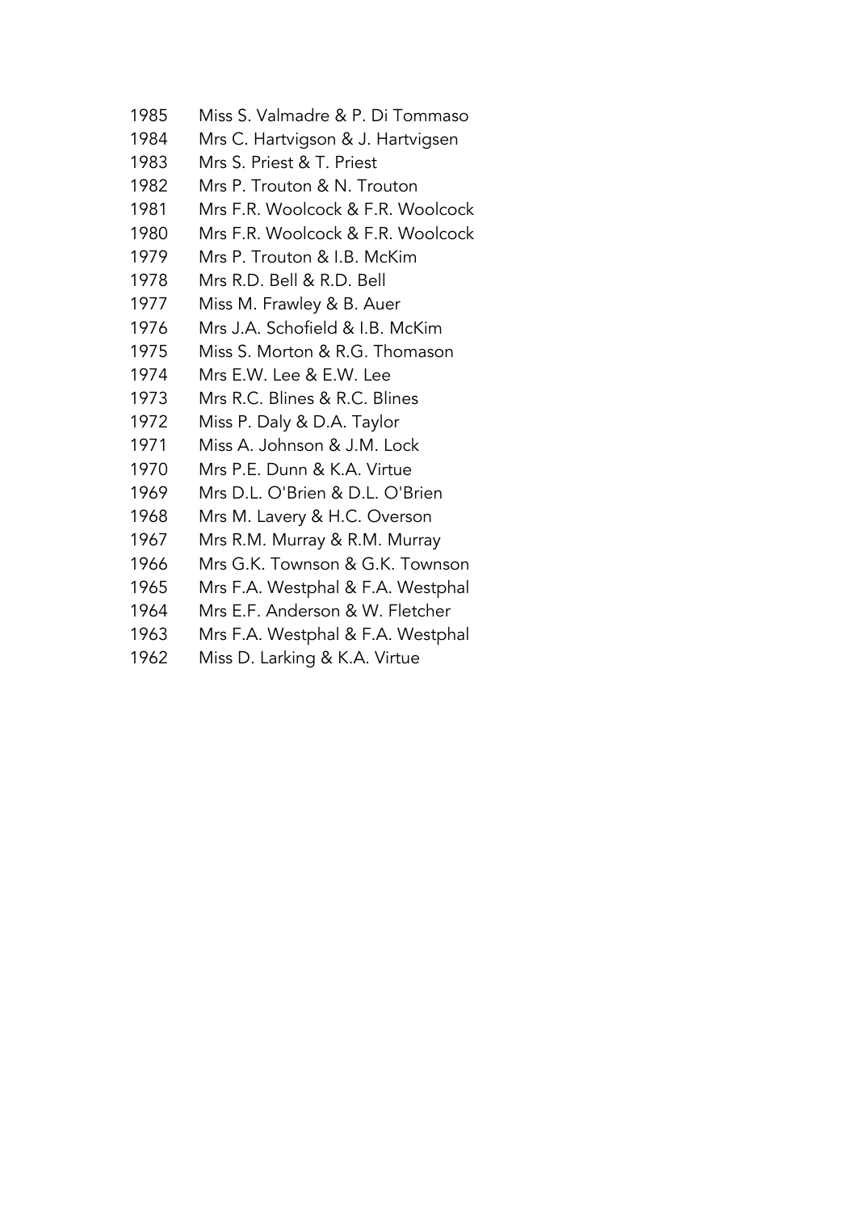| | |
|---|---|
| 1985 | Miss S. Valmadre & P. Di Tommaso |
| 1984 | Mrs C. Hartvigson & J. Hartvigsen |
| 1983 | Mrs S. Priest & T. Priest |
| 1982 | Mrs P. Trouton & N. Trouton |
| 1981 | Mrs F.R. Woolcock & F.R. Woolcock |
| 1980 | Mrs F.R. Woolcock & F.R. Woolcock |
| 1979 | Mrs P. Trouton & I.B. McKim |
| 1978 | Mrs R.D. Bell & R.D. Bell |
| 1977 | Miss M. Frawley & B. Auer |
| 1976 | Mrs J.A. Schofield & I.B. McKim |
| 1975 | Miss S. Morton & R.G. Thomason |
| 1974 | Mrs E.W. Lee & E.W. Lee |
| 1973 | Mrs R.C. Blines & R.C. Blines |
| 1972 | Miss P. Daly & D.A. Taylor |
| 1971 | Miss A. Johnson & J.M. Lock |
| 1970 | Mrs P.E. Dunn & K.A. Virtue |
| 1969 | Mrs D.L. O'Brien & D.L. O'Brien |
| 1968 | Mrs M. Lavery & H.C. Overson |
| 1967 | Mrs R.M. Murray & R.M. Murray |
| 1966 | Mrs G.K. Townson & G.K. Townson |
| 1965 | Mrs F.A. Westphal & F.A. Westphal |
| 1964 | Mrs E.F. Anderson & W. Fletcher |
| 1963 | Mrs F.A. Westphal & F.A. Westphal |
| 1962 | Miss D. Larking & K.A. Virtue |